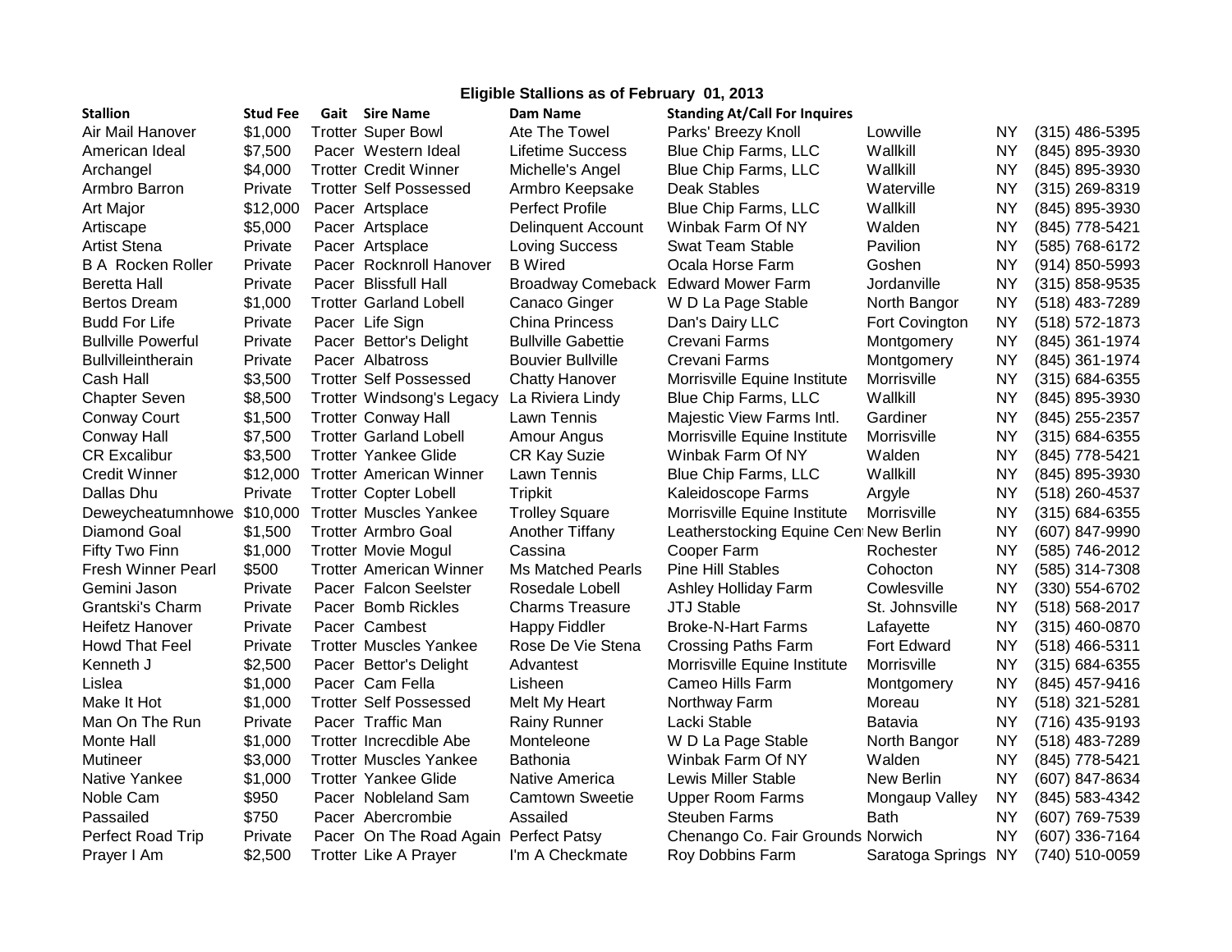## Eligible Stallions as of February 01, 2013

| Stallion | Stud Fee | Gait | Sire Name | Dam Name | Standing At/Call For Inquires | | | |
|---|---|---|---|---|---|---|---|---|
| Air Mail Hanover | $1,000 | Trotter | Super Bowl | Ate The Towel | Parks' Breezy Knoll | Lowville | NY | (315) 486-5395 |
| American Ideal | $7,500 | Pacer | Western Ideal | Lifetime Success | Blue Chip Farms, LLC | Wallkill | NY | (845) 895-3930 |
| Archangel | $4,000 | Trotter | Credit Winner | Michelle's Angel | Blue Chip Farms, LLC | Wallkill | NY | (845) 895-3930 |
| Armbro Barron | Private | Trotter | Self Possessed | Armbro Keepsake | Deak Stables | Waterville | NY | (315) 269-8319 |
| Art Major | $12,000 | Pacer | Artsplace | Perfect Profile | Blue Chip Farms, LLC | Wallkill | NY | (845) 895-3930 |
| Artiscape | $5,000 | Pacer | Artsplace | Delinquent Account | Winbak Farm Of NY | Walden | NY | (845) 778-5421 |
| Artist Stena | Private | Pacer | Artsplace | Loving Success | Swat Team Stable | Pavilion | NY | (585) 768-6172 |
| B A Rocken Roller | Private | Pacer | Rocknroll Hanover | B Wired | Ocala Horse Farm | Goshen | NY | (914) 850-5993 |
| Beretta Hall | Private | Pacer | Blissfull Hall | Broadway Comeback | Edward Mower Farm | Jordanville | NY | (315) 858-9535 |
| Bertos Dream | $1,000 | Trotter | Garland Lobell | Canaco Ginger | W D La Page Stable | North Bangor | NY | (518) 483-7289 |
| Budd For Life | Private | Pacer | Life Sign | China Princess | Dan's Dairy LLC | Fort Covington | NY | (518) 572-1873 |
| Bullville Powerful | Private | Pacer | Bettor's Delight | Bullville Gabettie | Crevani Farms | Montgomery | NY | (845) 361-1974 |
| Bullvilleintherain | Private | Pacer | Albatross | Bouvier Bullville | Crevani Farms | Montgomery | NY | (845) 361-1974 |
| Cash Hall | $3,500 | Trotter | Self Possessed | Chatty Hanover | Morrisville Equine Institute | Morrisville | NY | (315) 684-6355 |
| Chapter Seven | $8,500 | Trotter | Windsong's Legacy | La Riviera Lindy | Blue Chip Farms, LLC | Wallkill | NY | (845) 895-3930 |
| Conway Court | $1,500 | Trotter | Conway Hall | Lawn Tennis | Majestic View Farms Intl. | Gardiner | NY | (845) 255-2357 |
| Conway Hall | $7,500 | Trotter | Garland Lobell | Amour Angus | Morrisville Equine Institute | Morrisville | NY | (315) 684-6355 |
| CR Excalibur | $3,500 | Trotter | Yankee Glide | CR Kay Suzie | Winbak Farm Of NY | Walden | NY | (845) 778-5421 |
| Credit Winner | $12,000 | Trotter | American Winner | Lawn Tennis | Blue Chip Farms, LLC | Wallkill | NY | (845) 895-3930 |
| Dallas Dhu | Private | Trotter | Copter Lobell | Tripkit | Kaleidoscope Farms | Argyle | NY | (518) 260-4537 |
| Deweycheatumnhowe | $10,000 | Trotter | Muscles Yankee | Trolley Square | Morrisville Equine Institute | Morrisville | NY | (315) 684-6355 |
| Diamond Goal | $1,500 | Trotter | Armbro Goal | Another Tiffany | Leatherstocking Equine Cen | New Berlin | NY | (607) 847-9990 |
| Fifty Two Finn | $1,000 | Trotter | Movie Mogul | Cassina | Cooper Farm | Rochester | NY | (585) 746-2012 |
| Fresh Winner Pearl | $500 | Trotter | American Winner | Ms Matched Pearls | Pine Hill Stables | Cohocton | NY | (585) 314-7308 |
| Gemini Jason | Private | Pacer | Falcon Seelster | Rosedale Lobell | Ashley Holliday Farm | Cowlesville | NY | (330) 554-6702 |
| Grantski's Charm | Private | Pacer | Bomb Rickles | Charms Treasure | JTJ Stable | St. Johnsville | NY | (518) 568-2017 |
| Heifetz Hanover | Private | Pacer | Cambest | Happy Fiddler | Broke-N-Hart Farms | Lafayette | NY | (315) 460-0870 |
| Howd That Feel | Private | Trotter | Muscles Yankee | Rose De Vie Stena | Crossing Paths Farm | Fort Edward | NY | (518) 466-5311 |
| Kenneth J | $2,500 | Pacer | Bettor's Delight | Advantest | Morrisville Equine Institute | Morrisville | NY | (315) 684-6355 |
| Lislea | $1,000 | Pacer | Cam Fella | Lisheen | Cameo Hills Farm | Montgomery | NY | (845) 457-9416 |
| Make It Hot | $1,000 | Trotter | Self Possessed | Melt My Heart | Northway Farm | Moreau | NY | (518) 321-5281 |
| Man On The Run | Private | Pacer | Traffic Man | Rainy Runner | Lacki Stable | Batavia | NY | (716) 435-9193 |
| Monte Hall | $1,000 | Trotter | Increcdible Abe | Monteleone | W D La Page Stable | North Bangor | NY | (518) 483-7289 |
| Mutineer | $3,000 | Trotter | Muscles Yankee | Bathonia | Winbak Farm Of NY | Walden | NY | (845) 778-5421 |
| Native Yankee | $1,000 | Trotter | Yankee Glide | Native America | Lewis Miller Stable | New Berlin | NY | (607) 847-8634 |
| Noble Cam | $950 | Pacer | Nobleland Sam | Camtown Sweetie | Upper Room Farms | Mongaup Valley | NY | (845) 583-4342 |
| Passailed | $750 | Pacer | Abercrombie | Assailed | Steuben Farms | Bath | NY | (607) 769-7539 |
| Perfect Road Trip | Private | Pacer | On The Road Again | Perfect Patsy | Chenango Co. Fair Grounds | Norwich | NY | (607) 336-7164 |
| Prayer I Am | $2,500 | Trotter | Like A Prayer | I'm A Checkmate | Roy Dobbins Farm | Saratoga Springs | NY | (740) 510-0059 |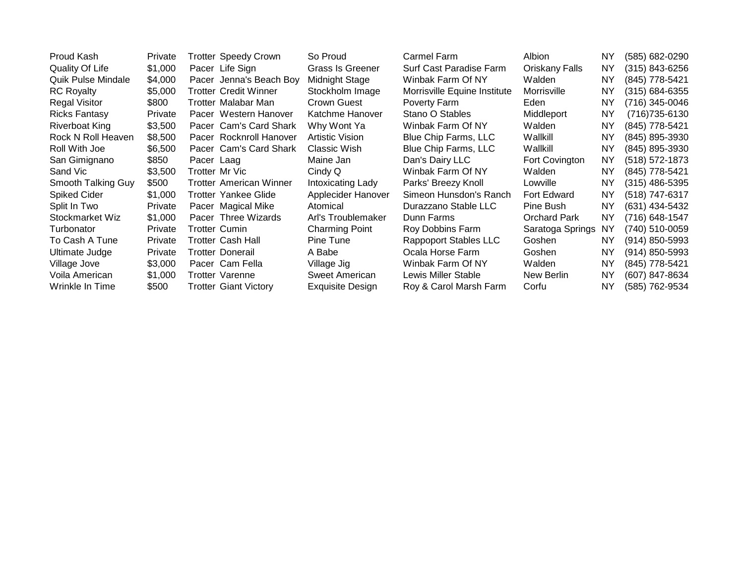| | | | | | | | | |
|---|---|---|---|---|---|---|---|---|
| Proud Kash | Private | Trotter | Speedy Crown | So Proud | Carmel Farm | Albion | NY | (585) 682-0290 |
| Quality Of Life | $1,000 | Pacer | Life Sign | Grass Is Greener | Surf Cast Paradise Farm | Oriskany Falls | NY | (315) 843-6256 |
| Quik Pulse Mindale | $4,000 | Pacer | Jenna's Beach Boy | Midnight Stage | Winbak Farm Of NY | Walden | NY | (845) 778-5421 |
| RC Royalty | $5,000 | Trotter | Credit Winner | Stockholm Image | Morrisville Equine Institute | Morrisville | NY | (315) 684-6355 |
| Regal Visitor | $800 | Trotter | Malabar Man | Crown Guest | Poverty Farm | Eden | NY | (716) 345-0046 |
| Ricks Fantasy | Private | Pacer | Western Hanover | Katchme Hanover | Stano O Stables | Middleport | NY | (716)735-6130 |
| Riverboat King | $3,500 | Pacer | Cam's Card Shark | Why Wont Ya | Winbak Farm Of NY | Walden | NY | (845) 778-5421 |
| Rock N Roll Heaven | $8,500 | Pacer | Rocknroll Hanover | Artistic Vision | Blue Chip Farms, LLC | Wallkill | NY | (845) 895-3930 |
| Roll With Joe | $6,500 | Pacer | Cam's Card Shark | Classic Wish | Blue Chip Farms, LLC | Wallkill | NY | (845) 895-3930 |
| San Gimignano | $850 | Pacer | Laag | Maine Jan | Dan's Dairy LLC | Fort Covington | NY | (518) 572-1873 |
| Sand Vic | $3,500 | Trotter | Mr Vic | Cindy Q | Winbak Farm Of NY | Walden | NY | (845) 778-5421 |
| Smooth Talking Guy | $500 | Trotter | American Winner | Intoxicating Lady | Parks' Breezy Knoll | Lowville | NY | (315) 486-5395 |
| Spiked Cider | $1,000 | Trotter | Yankee Glide | Applecider Hanover | Simeon Hunsdon's Ranch | Fort Edward | NY | (518) 747-6317 |
| Split In Two | Private | Pacer | Magical Mike | Atomical | Durazzano Stable LLC | Pine Bush | NY | (631) 434-5432 |
| Stockmarket Wiz | $1,000 | Pacer | Three Wizards | Arl's Troublemaker | Dunn Farms | Orchard Park | NY | (716) 648-1547 |
| Turbonator | Private | Trotter | Cumin | Charming Point | Roy Dobbins Farm | Saratoga Springs | NY | (740) 510-0059 |
| To Cash A Tune | Private | Trotter | Cash Hall | Pine Tune | Rappoport Stables LLC | Goshen | NY | (914) 850-5993 |
| Ultimate Judge | Private | Trotter | Donerail | A Babe | Ocala Horse Farm | Goshen | NY | (914) 850-5993 |
| Village Jove | $3,000 | Pacer | Cam Fella | Village Jig | Winbak Farm Of NY | Walden | NY | (845) 778-5421 |
| Voila American | $1,000 | Trotter | Varenne | Sweet American | Lewis Miller Stable | New Berlin | NY | (607) 847-8634 |
| Wrinkle In Time | $500 | Trotter | Giant Victory | Exquisite Design | Roy & Carol Marsh Farm | Corfu | NY | (585) 762-9534 |